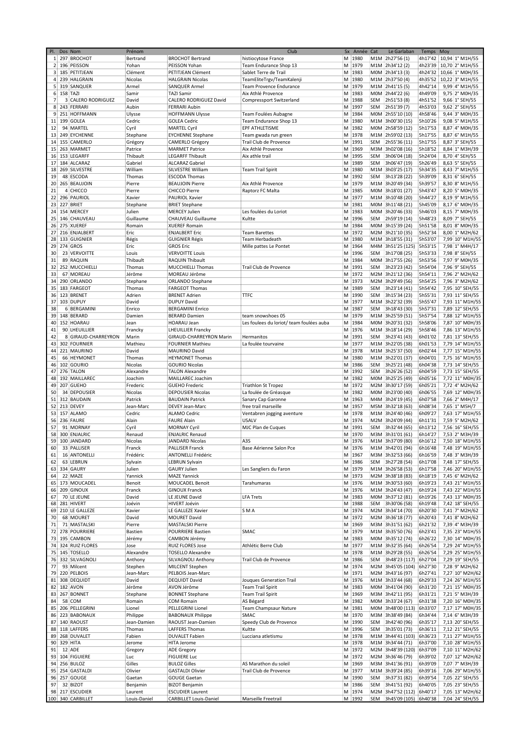| Pl. | Dos | Nom | Prénom | | Club | Sx | Année | Cat | Le Garlaban | Temps | Moy | |
|---|---|---|---|---|---|---|---|---|---|---|---|---|
| 1 | 297 | BROCHOT | Bertrand | BROCHOT Bertrand | histiocytose France | M | 1980 | M1M | 2h27'56 (1) | 4h17'42 | 10,94 | 1° M1H/55 |
| 2 | 196 | PEISSON | Yohan | PEISSON Yohan | Team Endurance Shop 13 | M | 1979 | M1M | 2h34'12 (2) | 4h23'39 | 10,70 | 2° M1H/55 |
| 3 | 185 | PETITJEAN | Clément | PETITJEAN Clément | Sablet Terre de Trail | M | 1983 | M0M | 2h34'13 (3) | 4h24'32 | 10,66 | 1° M0H/35 |
| 4 | 239 | HALGRAIN | Nicolas | HALGRAIN Nicolas | TeamEliteTrgv/TeamKalenji | M | 1980 | M1M | 2h37'50 (4) | 4h35'52 | 10,22 | 3° M1H/55 |
| 5 | 319 | SANQUER | Armel | SANQUER Armel | Team Provence Endurance | M | 1979 | M1M | 2h41'15 (5) | 4h42'14 | 9,99 | 4° M1H/55 |
| 6 | 158 | TAZI | Samir | TAZI Samir | Aix Athlé Provence | M | 1983 | M0M | 2h44'22 (6) | 4h49'09 | 9,75 | 2° M0H/35 |
| 7 | 3 | CALERO RODRIGUEZ | David | CALERO RODRIGUEZ David | Compressport Switzerland | M | 1988 | SEM | 2h51'53 (8) | 4h51'52 | 9,66 | 1° SEH/55 |
| 8 | 243 | FERRARI | Aubin | FERRARI Aubin | | M | 1997 | SEM | 2h51'39 (7) | 4h53'03 | 9,62 | 2° SEH/55 |
| 9 | 251 | HOFFMANN | Ulysse | HOFFMANN Ulysse | Team Foulées Aubagne | M | 1984 | M0M | 2h55'10 (10) | 4h58'46 | 9,44 | 3° M0H/35 |
| 11 | 199 | GOLEA | Cedric | GOLEA Cedric | Team Endurance Shop 13 | M | 1980 | M1M | 3h00'30 (15) | 5h10'26 | 9,08 | 5° M1H/55 |
| 12 | 94 | MARTEL | Cyril | MARTEL Cyril | EPF ATHLETISME | M | 1982 | M0M | 2h58'59 (12) | 5h17'53 | 8,87 | 4° M0H/35 |
| 13 | 249 | EYCHENNE | Stephane | EYCHENNE Stephane | Team gwada run green | M | 1978 | M1M | 2h59'02 (13) | 5h17'55 | 8,87 | 6° M1H/55 |
| 14 | 155 | CAMERLO | Grégory | CAMERLO Grégory | Trail Club de Provence | M | 1991 | SEM | 2h55'36 (11) | 5h17'55 | 8,87 | 3° SEH/55 |
| 15 | 263 | MARMET | Patrice | MARMET Patrice | Aix Athlé Provence | M | 1969 | M3M | 3h02'08 (16) | 5h18'52 | 8,84 | 1° M3H/39 |
| 16 | 153 | LEGARFF | Thibault | LEGARFF Thibault | Aix athle trail | M | 1995 | SEM | 3h06'04 (18) | 5h24'04 | 8,70 | 4° SEH/55 |
| 17 | 184 | ALCARAZ | Gabriel | ALCARAZ Gabriel | | M | 1989 | SEM | 3h06'47 (19) | 5h26'49 | 8,63 | 5° SEH/55 |
| 18 | 269 | SILVESTRE | William | SILVESTRE William | Team Trail Spirit | M | 1980 | M1M | 3h03'25 (17) | 5h34'35 | 8,43 | 7° M1H/55 |
| 19 | 48 | ESCODA | Thomas | ESCODA Thomas | | M | 1992 | SEM | 3h13'28 (22) | 5h39'09 | 8,31 | 6° SEH/55 |
| 20 | 265 | BEAUJOIN | Pierre | BEAUJOIN Pierre | Aix Athlé Provence | M | 1979 | M1M | 3h20'49 (34) | 5h39'57 | 8,30 | 8° M1H/55 |
| 21 | 4 | CHICCO | Pierre | CHICCO Pierre | Raptorz FC Malta | M | 1985 | M0M | 3h18'01 (27) | 5h43'47 | 8,20 | 5° M0H/35 |
| 22 | 296 | PAURIOL | Xavier | PAURIOL Xavier | | M | 1977 | M1M | 3h10'48 (20) | 5h44'27 | 8,19 | 9° M1H/55 |
| 23 | 227 | BRIET | Stephane | BRIET Stephane | | M | 1981 | M0M | 3h11'48 (21) | 5h45'09 | 8,17 | 6° M0H/35 |
| 24 | 154 | MERCEY | Julien | MERCEY Julien | Les foulées du Loriot | M | 1983 | M0M | 3h20'46 (33) | 5h46'03 | 8,15 | 7° M0H/35 |
| 25 | 146 | CHAUVEAU | Guillaume | CHAUVEAU Guillaume | Kultte | M | 1996 | SEM | 2h59'19 (14) | 5h48'23 | 8,09 | 7° SEH/55 |
| 26 | 275 | XUEREF | Romain | XUEREF Romain | | M | 1984 | M0M | 3h15'39 (24) | 5h51'58 | 8,01 | 8° M0H/35 |
| 27 | 216 | ENJALBERT | Eric | ENJALBERT Eric | Team Barettes | M | 1972 | M2M | 3h21'10 (35) | 5h52'34 | 8,00 | 1° M2H/62 |
| 28 | 133 | GUIGNIER | Régis | GUIGNIER Régis | Team Herbadeath | M | 1980 | M1M | 3h18'55 (31) | 5h53'07 | 7,99 | 10° M1H/55 |
| 29 | 274 | GROS | Eric | GROS Eric | Mille pattes Le Pontet | M | 1964 | M4M | 3h51'25 (125) | 5h53'15 | 7,98 | 1° M4H/17 |
| 30 | 23 | VERVOITTE | Louis | VERVOITTE Louis | | M | 1996 | SEM | 3h17'08 (25) | 5h53'33 | 7,98 | 8° SEH/55 |
| 31 | 89 | RAQUIN | Thibault | RAQUIN Thibault | | M | 1984 | M0M | 3h17'55 (26) | 5h53'56 | 7,97 | 9° M0H/35 |
| 32 | 252 | MUCCHIELLI | Thomas | MUCCHIELLI Thomas | Trail Club de Provence | M | 1991 | SEM | 3h23'23 (42) | 5h54'04 | 7,96 | 9° SEH/55 |
| 33 | 67 | MOREAU | Jérôme | MOREAU Jérôme | | M | 1972 | M2M | 3h21'12 (36) | 5h54'11 | 7,96 | 2° M2H/62 |
| 34 | 290 | ORLANDO | Stephane | ORLANDO Stephane | | M | 1973 | M2M | 3h29'49 (56) | 5h54'25 | 7,96 | 3° M2H/62 |
| 35 | 183 | FARGEOT | Thomas | FARGEOT Thomas | | M | 1989 | SEM | 3h23'14 (41) | 5h54'42 | 7,95 | 10° SEH/55 |
| 36 | 123 | BRENET | Adrien | BRENET Adrien | TTFC | M | 1990 | SEM | 3h15'34 (23) | 5h55'31 | 7,93 | 11° SEH/55 |
| 37 | 103 | DUPUY | David | DUPUY David | | M | 1977 | M1M | 3h22'32 (39) | 5h55'47 | 7,93 | 11° M1H/55 |
| 38 | 6 | BERGAMINI | Enrico | BERGAMINI Enrico | | M | 1987 | SEM | 3h18'43 (30) | 5h57'31 | 7,89 | 12° SEH/55 |
| 39 | 148 | BERARD | Damien | BERARD Damien | team snowshoes 05 | M | 1979 | M1M | 3h25'59 (51) | 5h57'54 | 7,88 | 12° M1H/55 |
| 40 | 152 | HOARAU | Jean | HOARAU Jean | Les foulees du loriot/ team foulées auba | M | 1984 | M0M | 3h20'31 (32) | 5h58'06 | 7,87 | 10° M0H/35 |
| 41 | 90 | LHEUILLIER | Francky | LHEUILLIER Francky | | M | 1976 | M1M | 3h18'14 (29) | 5h58'46 | 7,86 | 13° M1H/55 |
| 42 | 8 | GIRAUD-CHARREYRON | Marin | GIRAUD-CHARREYRON Marin | Hermanitos | M | 1991 | SEM | 3h23'41 (43) | 6h01'02 | 7,81 | 13° SEH/55 |
| 43 | 302 | FOURNIER | Mathieu | FOURNIER Mathieu | La foulée tourvaine | M | 1977 | M1M | 3h22'05 (38) | 6h01'53 | 7,79 | 14° M1H/55 |
| 44 | 221 | MAURINO | David | MAURINO David | | M | 1978 | M1M | 3h25'37 (50) | 6h02'44 | 7,77 | 15° M1H/55 |
| 45 | 66 | HEYMONET | Thomas | HEYMONET Thomas | | M | 1980 | M1M | 3h22'01 (37) | 6h04'01 | 7,75 | 16° M1H/55 |
| 46 | 102 | GOURIO | Nicolas | GOURIO Nicolas | | M | 1986 | SEM | 3h25'21 (48) | 6h04'38 | 7,73 | 14° SEH/55 |
| 47 | 276 | TALON | Alexandre | TALON Alexandre | | M | 1992 | SEM | 3h26'26 (52) | 6h04'59 | 7,73 | 15° SEH/55 |
| 48 | 192 | MAILLAREC | Joachim | MAILLAREC Joachim | | M | 1982 | M0M | 3h25'25 (49) | 6h05'16 | 7,72 | 11° M0H/35 |
| 49 | 207 | GUEHO | Frederic | GUEHO Frederic | Triathlon St Tropez | M | 1972 | M2M | 3h30'17 (59) | 6h05'21 | 7,72 | 4° M2H/62 |
| 50 | 34 | DEPOUSIER | Nicolas | DEPOUSIER Nicolas | La foulée de Gréasque | M | 1982 | M0M | 3h23'00 (40) | 6h06'55 | 7,69 | 12° M0H/35 |
| 51 | 312 | BAUDAIN | Patrick | BAUDAIN Patrick | Sanary Cap Garonne | M | 1963 | M4M | 3h24'19 (45) | 6h07'58 | 7,66 | 2° M4H/17 |
| 52 | 213 | DEVEY | Jean-Marc | DEVEY Jean-Marc | free trail marseille | M | 1957 | M5M | 3h32'18 (63) | 6h08'34 | 7,65 | 1° M5H/7 |
| 53 | 157 | ALAMO | Cedric | ALAMO Cedric | Ventabren jogging aventure | M | 1978 | M1M | 3h24'40 (46) | 6h09'27 | 7,63 | 17° M1H/55 |
| 56 | 236 | FAURE | Alain | FAURE Alain | USALV | M | 1974 | M2M | 3h24'09 (44) | 6h11'31 | 7,59 | 5° M2H/62 |
| 57 | 91 | MORNAY | Cyril | MORNAY Cyril | MJC Plan de Cuques | M | 1991 | SEM | 3h32'44 (65) | 6h13'12 | 7,56 | 16° SEH/55 |
| 58 | 300 | ENJALRIC | Renaud | ENJALRIC Renaud | | M | 1970 | M3M | 3h31'01 (61) | 6h14'27 | 7,53 | 2° M3H/39 |
| 59 | 100 | JANDARD | Nicolas | JANDARD Nicolas | A3S | M | 1976 | M1M | 3h37'09 (80) | 6h16'12 | 7,50 | 18° M1H/55 |
| 60 | 33 | PALLISER | Franck | PALLISER Franck | Base Aérienne Salon Pce | M | 1976 | M1M | 3h42'01 (94) | 6h16'48 | 7,48 | 19° M1H/55 |
| 61 | 16 | ANTONELLI | Frédéric | ANTONELLI Frédéric | | M | 1967 | M3M | 3h32'53 (66) | 6h16'59 | 7,48 | 3° M3H/39 |
| 62 | 63 | LEBRUN | Sylvain | LEBRUN Sylvain | | M | 1986 | SEM | 3h27'28 (54) | 6h17'08 | 7,48 | 17° SEH/55 |
| 63 | 334 | GAURY | Julien | GAURY Julien | Les Sangliers du Faron | M | 1979 | M1M | 3h26'58 (53) | 6h17'58 | 7,46 | 20° M1H/55 |
| 64 | 22 | MAZE | Yannick | MAZE Yannick | | M | 1973 | M2M | 3h38'18 (83) | 6h18'19 | 7,45 | 6° M2H/62 |
| 65 | 173 | MOUCADEL | Benoit | MOUCADEL Benoit | Tarahumaras | M | 1976 | M1M | 3h30'53 (60) | 6h19'23 | 7,43 | 21° M1H/55 |
| 66 | 209 | GINOUX | Franck | GINOUX Franck | | M | 1976 | M1M | 3h24'43 (47) | 6h19'24 | 7,43 | 22° M1H/55 |
| 67 | 70 | LE JEUNE | David | LE JEUNE David | LFA Trets | M | 1983 | M0M | 3h37'12 (81) | 6h19'26 | 7,43 | 13° M0H/35 |
| 68 | 281 | HIVERT | Joévin | HIVERT Joévin | | M | 1988 | SEM | 3h30'06 (58) | 6h19'48 | 7,42 | 18° SEH/55 |
| 69 | 210 | LE GALLEZE | Xavier | LE GALLEZE Xavier | S M A | M | 1974 | M2M | 3h34'14 (70) | 6h20'30 | 7,41 | 7° M2H/62 |
| 70 | 68 | MOURET | David | MOURET David | | M | 1972 | M2M | 3h36'18 (77) | 6h20'43 | 7,41 | 8° M2H/62 |
| 71 | 71 | MASTALSKI | Pierre | MASTALSKI Pierre | | M | 1969 | M3M | 3h31'51 (62) | 6h21'32 | 7,39 | 4° M3H/39 |
| 72 | 278 | POURRIERE | Bastien | POURRIERE Bastien | SMAC | M | 1979 | M1M | 3h35'50 (76) | 6h23'41 | 7,35 | 23° M1H/55 |
| 73 | 195 | CAMBON | Jérémy | CAMBON Jérémy | | M | 1983 | M0M | 3h35'12 (74) | 6h26'22 | 7,30 | 14° M0H/35 |
| 74 | 324 | RUIZ FLORES | Jose | RUIZ FLORES Jose | Athlétic Berre Club | M | 1977 | M1M | 3h32'35 (64) | 6h26'54 | 7,29 | 24° M1H/55 |
| 75 | 145 | TOSELLO | Alexandre | TOSELLO Alexandre | | M | 1978 | M1M | 3h29'28 (55) | 6h26'54 | 7,29 | 25° M1H/55 |
| 76 | 332 | SILVAGNOLI | Anthony | SILVAGNOLI Anthony | Trail Club de Provence | M | 1986 | SEM | 3h48'23 (117) | 6h27'04 | 7,29 | 19° SEH/55 |
| 77 | 93 | Milcent | Stephen | MILCENT Stephen | | M | 1974 | M2M | 3h45'05 (104) | 6h27'30 | 7,28 | 9° M2H/62 |
| 79 | 220 | PELBOIS | Jean-Marc | PELBOIS Jean-Marc | | M | 1971 | M2M | 3h43'16 (97) | 6h27'41 | 7,27 | 10° M2H/62 |
| 81 | 308 | DEQUIDT | David | DEQUIDT David | Jouques Generation Trail | M | 1976 | M1M | 3h33'44 (68) | 6h29'33 | 7,24 | 26° M1H/55 |
| 82 | 182 | AVON | Jérôme | AVON Jérôme | Team Trail Spirit | M | 1983 | M0M | 3h41'04 (90) | 6h31'20 | 7,21 | 15° M0H/35 |
| 83 | 267 | BONNET | Stephane | BONNET Stephane | Team Trail Spirit | M | 1969 | M3M | 3h42'11 (95) | 6h31'21 | 7,21 | 5° M3H/39 |
| 84 | 58 | COM | Romain | COM Romain | AS Bégard | M | 1982 | M0M | 3h33'24 (67) | 6h31'38 | 7,20 | 16° M0H/35 |
| 85 | 206 | PELLEGRINI | Lionel | PELLEGRINI Lionel | Team Champsaur Nature | M | 1981 | M0M | 3h48'00 (113) | 6h33'07 | 7,17 | 17° M0H/35 |
| 86 | 223 | BABONAUX | Philippe | BABONAUX Philippe | SMAC | M | 1970 | M3M | 3h38'49 (84) | 6h34'44 | 7,14 | 6° M3H/39 |
| 87 | 140 | RAOUST | Jean-Damien | RAOUST Jean-Damien | Speedy Club de Provence | M | 1990 | SEM | 3h42'40 (96) | 6h35'17 | 7,13 | 20° SEH/55 |
| 88 | 118 | LAFFERS | Thomas | LAFFERS Thomas | Kultte | M | 1996 | SEM | 3h35'01 (73) | 6h36'11 | 7,12 | 21° SEH/55 |
| 89 | 268 | DUVALET | Fabien | DUVALET Fabien | Lucciana atletismu | M | 1978 | M1M | 3h44'41 (103) | 6h36'23 | 7,11 | 27° M1H/55 |
| 90 | 329 | HITA | Jerome | HITA Jerome | | M | 1978 | M1M | 3h34'44 (71) | 6h37'00 | 7,10 | 28° M1H/55 |
| 91 | 12 | ADE | Gregory | ADE Gregory | | M | 1972 | M2M | 3h48'39 (120) | 6h37'09 | 7,10 | 11° M2H/62 |
| 93 | 104 | FIGUIERE | Luc | FIGUIERE Luc | | M | 1972 | M2M | 3h36'46 (79) | 6h39'02 | 7,07 | 12° M2H/62 |
| 94 | 256 | BULOZ | Gilles | BULOZ Gilles | AS Marathon du soleil | M | 1969 | M3M | 3h41'36 (91) | 6h39'09 | 7,07 | 7° M3H/39 |
| 95 | 254 | GASTALDI | Olivier | GASTALDI Olivier | Trail Club de Provence | M | 1977 | M1M | 3h39'24 (85) | 6h39'16 | 7,06 | 29° M1H/55 |
| 96 | 257 | GOUGE | Gaetan | GOUGE Gaetan | | M | 1990 | SEM | 3h37'31 (82) | 6h39'54 | 7,05 | 22° SEH/55 |
| 97 | 32 | BIZOT | Benjamin | BIZOT Benjamin | | M | 1986 | SEM | 3h41'51 (92) | 6h40'05 | 7,05 | 23° SEH/55 |
| 98 | 217 | ESCUDIER | Laurent | ESCUDIER Laurent | | M | 1974 | M2M | 3h47'52 (112) | 6h40'17 | 7,05 | 13° M2H/62 |
| 100 | 340 | CARBILLET | Louis-Daniel | CARBILLET Louis-Daniel | Marseille Freetrail | M | 1992 | SEM | 3h45'09 (105) | 6h40'38 | 7,04 | 24° SEH/55 |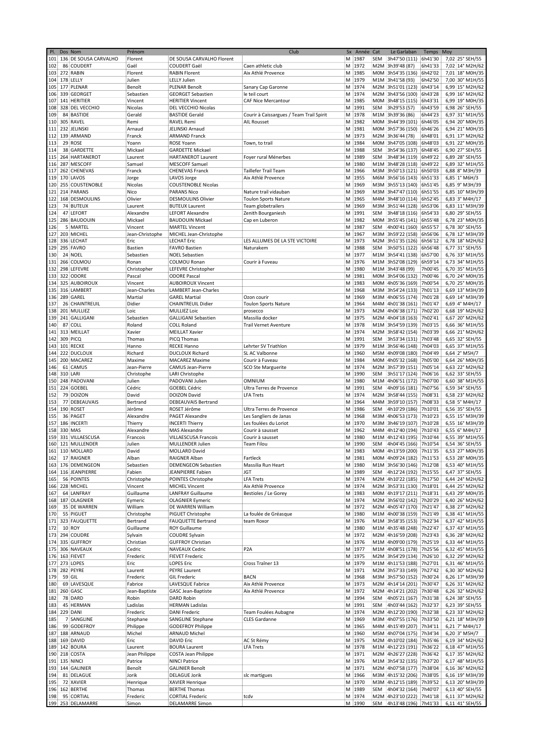| Pl. | Dos | Nom | Prénom | | Club | Sx | Année | Cat | Le Garlaban | Temps | Moy |
|---|---|---|---|---|---|---|---|---|---|---|---|
| 101 | 136 | DE SOUSA CARVALHO | Florent | DE SOUSA CARVALHO Florent | | M | 1987 | SEM | 3h47'50 (111) | 6h41'30 | 7,02 25° SEH/55 |
| 102 | 86 | COUDERT | Gaël | COUDERT Gaël | Caen athletic club | M | 1972 | M2M | 3h39'48 (87) | 6h41'33 | 7,02 14° M2H/62 |
| 103 | 272 | RABIN | Florent | RABIN Florent | Aix Athlé Provence | M | 1985 | M0M | 3h54'35 (136) | 6h42'02 | 7,01 18° M0H/35 |
| 104 | 178 | LELLY | Julien | LELLY Julien | | M | 1979 | M1M | 3h41'58 (93) | 6h42'50 | 7,00 30° M1H/55 |
| 105 | 177 | PLENAR | Benoît | PLENAR Benoît | Sanary Cap Garonne | M | 1974 | M2M | 3h51'01 (123) | 6h43'14 | 6,99 15° M2H/62 |
| 106 | 339 | GEORGET | Sebastien | GEORGET Sebastien | le teil court | M | 1974 | M2M | 3h43'56 (100) | 6h43'28 | 6,99 16° M2H/62 |
| 107 | 141 | HERITIER | Vincent | HERITIER Vincent | CAF Nice Mercantour | M | 1985 | M0M | 3h48'15 (115) | 6h43'31 | 6,99 19° M0H/35 |
| 108 | 328 | DEL VECCHIO | Nicolas | DEL VECCHIO Nicolas | | M | 1991 | SEM | 3h29'53 (57) | 6h43'59 | 6,98 26° SEH/55 |
| 109 | 84 | BASTIDE | Gerald | BASTIDE Gerald | Courir à Caissargues / Team Trail Spirit | M | 1978 | M1M | 3h39'36 (86) | 6h44'23 | 6,97 31° M1H/55 |
| 110 | 305 | RAVEL | Remi | RAVEL Remi | AIL Rousset | M | 1982 | M0M | 3h44'39 (101) | 6h46'05 | 6,94 20° M0H/35 |
| 111 | 232 | JELINSKI | Arnaud | JELINSKI Arnaud | | M | 1981 | M0M | 3h57'36 (150) | 6h46'26 | 6,94 21° M0H/35 |
| 112 | 139 | ARMAND | Franck | ARMAND Franck | | M | 1973 | M2M | 3h36'44 (78) | 6h48'01 | 6,91 17° M2H/62 |
| 113 | 29 | ROSE | Yoann | ROSE Yoann | Town, to trail | M | 1984 | M0M | 3h47'05 (108) | 6h48'03 | 6,91 22° M0H/35 |
| 114 | 38 | GARDETTE | Mickael | GARDETTE Mickael | | M | 1988 | SEM | 3h54'36 (137) | 6h48'45 | 6,90 27° SEH/55 |
| 115 | 264 | HARTANEROT | Laurent | HARTANEROT Laurent | Foyer rural Ménerbes | M | 1989 | SEM | 3h48'34 (119) | 6h49'22 | 6,89 28° SEH/55 |
| 116 | 287 | MESCOFF | Samuel | MESCOFF Samuel | | M | 1980 | M1M | 3h48'28 (118) | 6h49'22 | 6,89 32° M1H/55 |
| 117 | 262 | CHENEVAS | Franck | CHENEVAS Franck | Taillefer Trail Team | M | 1966 | M3M | 3h50'13 (121) | 6h50'03 | 6,88 8° M3H/39 |
| 119 | 170 | LAVOS | Jorge | LAVOS Jorge | Aix Athlé Provence | M | 1955 | M6M | 3h56'16 (143) | 6h51'33 | 6,85 1° M6H/3 |
| 120 | 255 | COUSTENOBLE | Nicolas | COUSTENOBLE Nicolas | | M | 1969 | M3M | 3h55'13 (140) | 6h51'45 | 6,85 9° M3H/39 |
| 121 | 214 | PARANS | Nico | PARANS Nico | Nature trail vidauban | M | 1969 | M3M | 3h47'47 (110) | 6h51'55 | 6,85 10° M3H/39 |
| 122 | 168 | DESMOULINS | Olivier | DESMOULINS Olivier | Toulon Sports Nature | M | 1965 | M4M | 3h48'10 (114) | 6h52'45 | 6,83 3° M4H/17 |
| 123 | 74 | BUTEUX | Laurent | BUTEUX Laurent | Team globetrailers | M | 1969 | M3M | 3h51'44 (128) | 6h53'06 | 6,83 11° M3H/39 |
| 124 | 47 | LEFORT | Alexandre | LEFORT Alexandre | Zenith Bourganiesh | M | 1991 | SEM | 3h48'18 (116) | 6h54'33 | 6,80 29° SEH/55 |
| 125 | 286 | BAUDOUIN | Mickael | BAUDOUIN Mickael | Cap en Luberon | M | 1982 | M0M | 3h55'45 (141) | 6h55'48 | 6,78 23° M0H/35 |
| 126 | 5 | MARTEL | Vincent | MARTEL Vincent | | M | 1987 | SEM | 4h00'41 (160) | 6h55'57 | 6,78 30° SEH/55 |
| 127 | 203 | MICHEL | Jean-Christophe | MICHEL Jean-Christophe | | M | 1967 | M3M | 3h59'22 (158) | 6h56'06 | 6,78 12° M3H/39 |
| 128 | 336 | LECHAT | Eric | LECHAT Eric | LES ALLUMES DE LA STE VICTOIRE | M | 1973 | M2M | 3h51'35 (126) | 6h56'12 | 6,78 18° M2H/62 |
| 129 | 295 | FAVRO | Bastien | FAVRO Bastien | Naturakem | M | 1988 | SEM | 3h50'51 (122) | 6h56'48 | 6,77 31° SEH/55 |
| 130 | 24 | NOEL | Sebastien | NOEL Sebastien | | M | 1977 | M1M | 3h54'41 (138) | 6h57'00 | 6,76 33° M1H/55 |
| 131 | 266 | COLMOU | Ronan | COLMOU Ronan | Courir à Fuveau | M | 1976 | M1M | 3h52'08 (129) | 6h59'14 | 6,73 34° M1H/55 |
| 132 | 298 | LEFEVRE | Christopher | LEFEVRE Christopher | | M | 1980 | M1M | 3h43'48 (99) | 7h00'45 | 6,70 35° M1H/55 |
| 133 | 322 | ODORE | Pascal | ODORE Pascal | | M | 1981 | M0M | 3h54'06 (132) | 7h00'46 | 6,70 24° M0H/35 |
| 134 | 325 | AUBOIROUX | Vincent | AUBOIROUX Vincent | | M | 1983 | M0M | 4h05'36 (169) | 7h00'54 | 6,70 25° M0H/35 |
| 135 | 316 | LAMBERT | Jean-Charles | LAMBERT Jean-Charles | | M | 1968 | M3M | 3h54'24 (133) | 7h01'13 | 6,69 13° M3H/39 |
| 136 | 289 | GAREL | Martial | GAREL Martial | Ozon courir | M | 1969 | M3M | 4h06'55 (174) | 7h01'28 | 6,69 14° M3H/39 |
| 137 | 26 | CHAINTREUIL | Didier | CHAINTREUIL Didier | Toulon Sports Nature | M | 1964 | M4M | 4h01'38 (161) | 7h01'47 | 6,69 4° M4H/17 |
| 138 | 201 | MULLIEZ | Loic | MULLIEZ Loic | prosecco | M | 1973 | M2M | 4h06'38 (171) | 7h02'20 | 6,68 19° M2H/62 |
| 139 | 241 | GALLIGANI | Sebastien | GALLIGANI Sebastien | Massilia docker | M | 1975 | M2M | 4h04'18 (163) | 7h02'41 | 6,67 20° M2H/62 |
| 140 | 87 | COLL | Roland | COLL Roland | Trail Vernet Aventure | M | 1978 | M1M | 3h54'59 (139) | 7h03'15 | 6,66 36° M1H/55 |
| 141 | 313 | MEILLAT | Xavier | MEILLAT Xavier | | M | 1974 | M2M | 3h58'42 (154) | 7h03'39 | 6,66 21° M2H/62 |
| 142 | 309 | PICQ | Thomas | PICQ Thomas | | M | 1991 | SEM | 3h53'34 (131) | 7h03'48 | 6,65 32° SEH/55 |
| 143 | 101 | RECKE | Hanno | RECKE Hanno | Lehrter SV Triathlon | M | 1979 | M1M | 3h56'46 (148) | 7h04'03 | 6,65 37° M1H/55 |
| 144 | 222 | DUCLOUX | Richard | DUCLOUX Richard | SL AC Valbonne | M | 1960 | M5M | 4h09'08 (180) | 7h04'49 | 6,64 2° M5H/7 |
| 145 | 200 | MACAREZ | Maxime | MACAREZ Maxime | Courir à Fuveau | M | 1984 | M0M | 4h05'32 (168) | 7h05'00 | 6,64 26° M0H/35 |
| 146 | 61 | CAMUS | Jean-Pierre | CAMUS Jean-Pierre | SCO Ste Marguerite | M | 1974 | M2M | 3h57'39 (151) | 7h05'14 | 6,63 22° M2H/62 |
| 148 | 310 | LARI | Christophe | LARI Christophe | | M | 1990 | SEM | 3h51'17 (124) | 7h06'16 | 6,62 33° SEH/55 |
| 150 | 248 | PADOVANI | Julien | PADOVANI Julien | OMNIUM | M | 1980 | M1M | 4h06'51 (172) | 7h07'00 | 6,60 38° M1H/55 |
| 151 | 224 | GOEBEL | Cédric | GOEBEL Cédric | Ultra Terres de Provence | M | 1991 | SEM | 4h09'16 (181) | 7h07'56 | 6,59 34° SEH/55 |
| 152 | 79 | DOIZON | David | DOIZON David | LFA Trets | M | 1974 | M2M | 3h58'44 (155) | 7h08'31 | 6,58 23° M2H/62 |
| 153 | 77 | DEBEAUVAIS | Bertrand | DEBEAUVAIS Bertrand | | M | 1964 | M4M | 3h59'10 (157) | 7h08'33 | 6,58 5° M4H/17 |
| 154 | 190 | ROSET | Jérôme | ROSET Jérôme | Ultra Terres de Provence | M | 1986 | SEM | 4h10'29 (186) | 7h10'01 | 6,56 35° SEH/55 |
| 155 | 36 | PAGET | Alexandre | PAGET Alexandre | Les Sangliers de Janas | M | 1968 | M3M | 4h06'53 (173) | 7h10'23 | 6,55 15° M3H/39 |
| 157 | 186 | INCERTI | Thierry | INCERTI Thierry | Les foulées du Loriot | M | 1970 | M3M | 3h46'19 (107) | 7h10'28 | 6,55 16° M3H/39 |
| 158 | 330 | MAS | Alexandre | MAS Alexandre | Courir à sausset | M | 1962 | M4M | 4h12'40 (194) | 7h10'43 | 6,55 6° M4H/17 |
| 159 | 331 | VILLAESCUSA | Francois | VILLAESCUSA Francois | Courir à sausset | M | 1980 | M1M | 4h12'43 (195) | 7h10'44 | 6,55 39° M1H/55 |
| 160 | 121 | MULLENDER | Julien | MULLENDER Julien | Team Filou | M | 1990 | SEM | 4h04'45 (166) | 7h10'54 | 6,54 36° SEH/55 |
| 161 | 110 | MOLLARD | David | MOLLARD David | | M | 1983 | M0M | 4h13'59 (200) | 7h11'35 | 6,53 27° M0H/35 |
| 162 | 17 | RAIGNER | Alban | RAIGNER Alban | Fartleck | M | 1981 | M0M | 4h09'24 (182) | 7h11'53 | 6,53 28° M0H/35 |
| 163 | 176 | DEMENGEON | Sebastien | DEMENGEON Sebastien | Massilia Run Heart | M | 1980 | M1M | 3h56'30 (146) | 7h12'08 | 6,53 40° M1H/55 |
| 164 | 116 | JEANPIERRE | Fabien | JEANPIERRE Fabien | JGT | M | 1989 | SEM | 4h12'24 (192) | 7h15'55 | 6,47 37° SEH/55 |
| 165 | 56 | POINTES | Christophe | POINTES Christophe | LFA Trets | M | 1974 | M2M | 4h10'22 (185) | 7h17'50 | 6,44 24° M2H/62 |
| 166 | 228 | MICHEL | Vincent | MICHEL Vincent | Aix Athlé Provence | M | 1974 | M2M | 3h53'31 (130) | 7h18'01 | 6,44 25° M2H/62 |
| 167 | 64 | LANFRAY | Guillaume | LANFRAY Guillaume | Bestioles / Le Gorey | M | 1983 | M0M | 4h19'17 (211) | 7h18'31 | 6,43 29° M0H/35 |
| 168 | 187 | OLAGNIER | Eymeric | OLAGNIER Eymeric | | M | 1974 | M2M | 3h56'02 (142) | 7h20'29 | 6,40 26° M2H/62 |
| 169 | 35 | DE WARREN | William | DE WARREN William | | M | 1972 | M2M | 4h05'47 (170) | 7h21'47 | 6,38 27° M2H/62 |
| 170 | 55 | PIGUET | Christophe | PIGUET Christophe | La foulée de Gréasque | M | 1980 | M1M | 4h00'38 (159) | 7h21'49 | 6,38 41° M1H/55 |
| 171 | 323 | FAUQUETTE | Bertrand | FAUQUETTE Bertrand | team Roxor | M | 1976 | M1M | 3h58'35 (153) | 7h22'34 | 6,37 42° M1H/55 |
| 172 | 10 | ROY | Guillaume | ROY Guillaume | | M | 1980 | M1M | 4h35'48 (248) | 7h22'47 | 6,37 43° M1H/55 |
| 173 | 294 | COUDRE | Sylvain | COUDRE Sylvain | | M | 1972 | M2M | 4h16'59 (208) | 7h23'43 | 6,36 28° M2H/62 |
| 174 | 335 | GUFFROY | Christian | GUFFROY Christian | | M | 1976 | M1M | 4h09'00 (179) | 7h25'19 | 6,33 44° M1H/55 |
| 175 | 306 | NAVEAUX | Cedric | NAVEAUX Cedric | P2A | M | 1977 | M1M | 4h08'51 (178) | 7h25'56 | 6,32 45° M1H/55 |
| 176 | 163 | FIEVET | Frederic | FIEVET Frederic | | M | 1975 | M2M | 3h54'29 (134) | 7h26'10 | 6,32 29° M2H/62 |
| 177 | 273 | LOPES | Eric | LOPES Eric | Cross Traîner 13 | M | 1979 | M1M | 4h11'53 (188) | 7h27'01 | 6,31 46° M1H/55 |
| 178 | 282 | PEYRE | Laurent | PEYRE Laurent | | M | 1971 | M2M | 3h57'33 (149) | 7h27'42 | 6,30 30° M2H/62 |
| 179 | 59 | GIL | Frederic | GIL Frederic | BACN | M | 1968 | M3M | 3h57'50 (152) | 7h30'24 | 6,26 17° M3H/39 |
| 180 | 69 | LAVESQUE | Fabrice | LAVESQUE Fabrice | Aix Athlé Provence | M | 1973 | M2M | 4h14'14 (201) | 7h30'47 | 6,26 31° M2H/62 |
| 181 | 260 | GASC | Jean-Baptiste | GASC Jean-Baptiste | Aix Athlé Provence | M | 1972 | M2M | 4h14'21 (202) | 7h30'48 | 6,26 32° M2H/62 |
| 182 | 78 | DARD | Robin | DARD Robin | | M | 1994 | SEM | 4h05'21 (167) | 7h31'38 | 6,24 38° SEH/55 |
| 183 | 45 | HERMAN | Ladislas | HERMAN Ladislas | | M | 1991 | SEM | 4h03'44 (162) | 7h32'37 | 6,23 39° SEH/55 |
| 184 | 229 | DANI | Frederic | DANI Frederic | Team Foulées Aubagne | M | 1974 | M2M | 4h12'20 (190) | 7h32'38 | 6,23 33° M2H/62 |
| 185 | 7 | SANGLINE | Stephane | SANGLINE Stephane | CLES Gardanne | M | 1969 | M3M | 4h07'55 (176) | 7h33'50 | 6,21 18° M3H/39 |
| 186 | 99 | GODEFROY | Philippe | GODEFROY Philippe | | M | 1965 | M4M | 4h15'49 (207) | 7h34'11 | 6,21 7° M4H/17 |
| 187 | 188 | ARNAUD | Michel | ARNAUD Michel | | M | 1960 | M5M | 4h07'04 (175) | 7h34'34 | 6,20 3° M5H/7 |
| 188 | 169 | DAVID | Eric | DAVID Eric | AC St Rémy | M | 1975 | M2M | 4h10'02 (184) | 7h35'46 | 6,19 34° M2H/62 |
| 189 | 142 | BOURA | Laurent | BOURA Laurent | LFA Trets | M | 1978 | M1M | 4h12'23 (191) | 7h36'22 | 6,18 47° M1H/55 |
| 190 | 218 | COSTA | Jean Philippe | COSTA Jean Philippe | | M | 1971 | M2M | 4h26'27 (228) | 7h36'42 | 6,17 35° M2H/62 |
| 191 | 135 | NINCI | Patrice | NINCI Patrice | | M | 1976 | M1M | 3h54'32 (135) | 7h37'20 | 6,17 48° M1H/55 |
| 193 | 144 | GALINIER | Benoît | GALINIER Benoît | | M | 1971 | M2M | 4h07'58 (177) | 7h38'04 | 6,16 36° M2H/62 |
| 194 | 81 | DELAGUE | Jorik | DELAGUE Jorik | slc martigues | M | 1966 | M3M | 4h15'32 (206) | 7h38'05 | 6,16 19° M3H/39 |
| 195 | 72 | XAVIER | Henrique | XAVIER Henrique | | M | 1970 | M3M | 4h12'15 (189) | 7h39'52 | 6,13 20° M3H/39 |
| 196 | 162 | BERTHE | Thomas | BERTHE Thomas | | M | 1989 | SEM | 4h04'32 (164) | 7h40'07 | 6,13 40° SEH/55 |
| 198 | 95 | CORTIAL | Frederic | CORTIAL Frederic | tcdv | M | 1974 | M2M | 4h23'10 (222) | 7h41'18 | 6,11 37° M2H/62 |
| 199 | 253 | DELAMARRE | Simon | DELAMARRE Simon | | M | 1990 | SEM | 4h13'48 (196) | 7h41'33 | 6,11 41° SEH/55 |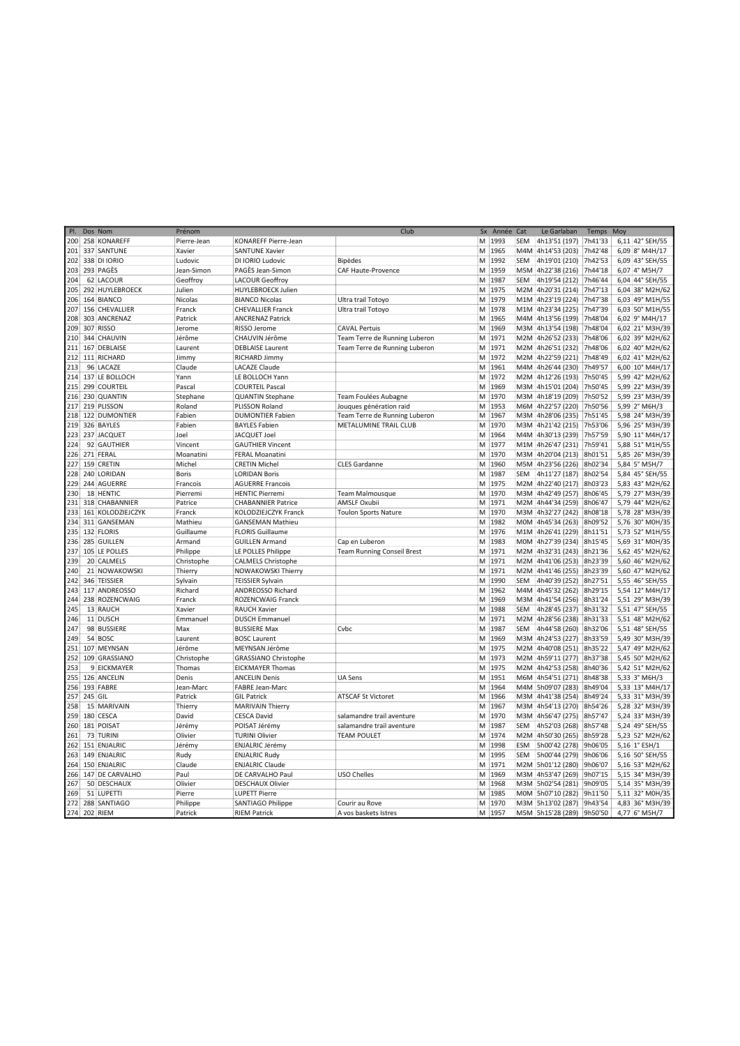| Pl. | Dos | Nom | Prénom | | Club | Sx | Année | Cat | Le Garlaban | Temps | Moy | |
|---|---|---|---|---|---|---|---|---|---|---|---|---|
| 200 | 258 | KONAREFF | Pierre-Jean | KONAREFF Pierre-Jean | | M | 1993 | SEM | 4h13'51 (197) | 7h41'33 | 6,11 | 42° SEH/55 |
| 201 | 337 | SANTUNE | Xavier | SANTUNE Xavier | | M | 1965 | M4M | 4h14'53 (203) | 7h42'48 | 6,09 | 8° M4H/17 |
| 202 | 338 | DI IORIO | Ludovic | DI IORIO Ludovic | Bipèdes | M | 1992 | SEM | 4h19'01 (210) | 7h42'53 | 6,09 | 43° SEH/55 |
| 203 | 293 | PAGÈS | Jean-Simon | PAGÈS Jean-Simon | CAF Haute-Provence | M | 1959 | M5M | 4h22'38 (216) | 7h44'18 | 6,07 | 4° M5H/7 |
| 204 | 62 | LACOUR | Geoffroy | LACOUR Geoffroy | | M | 1987 | SEM | 4h19'54 (212) | 7h46'44 | 6,04 | 44° SEH/55 |
| 205 | 292 | HUYLEBROECK | Julien | HUYLEBROECK Julien | | M | 1975 | M2M | 4h20'31 (214) | 7h47'13 | 6,04 | 38° M2H/62 |
| 206 | 164 | BIANCO | Nicolas | BIANCO Nicolas | Ultra trail Totoyo | M | 1979 | M1M | 4h23'19 (224) | 7h47'38 | 6,03 | 49° M1H/55 |
| 207 | 156 | CHEVALLIER | Franck | CHEVALLIER Franck | Ultra trail Totoyo | M | 1978 | M1M | 4h23'34 (225) | 7h47'39 | 6,03 | 50° M1H/55 |
| 208 | 303 | ANCRENAZ | Patrick | ANCRENAZ Patrick | | M | 1965 | M4M | 4h13'56 (199) | 7h48'04 | 6,02 | 9° M4H/17 |
| 209 | 307 | RISSO | Jerome | RISSO Jerome | CAVAL Pertuis | M | 1969 | M3M | 4h13'54 (198) | 7h48'04 | 6,02 | 21° M3H/39 |
| 210 | 344 | CHAUVIN | Jérôme | CHAUVIN Jérôme | Team Terre de Running Luberon | M | 1971 | M2M | 4h26'52 (233) | 7h48'06 | 6,02 | 39° M2H/62 |
| 211 | 167 | DEBLAISE | Laurent | DEBLAISE Laurent | Team Terre de Running Luberon | M | 1971 | M2M | 4h26'51 (232) | 7h48'06 | 6,02 | 40° M2H/62 |
| 212 | 111 | RICHARD | Jimmy | RICHARD Jimmy | | M | 1972 | M2M | 4h22'59 (221) | 7h48'49 | 6,02 | 41° M2H/62 |
| 213 | 96 | LACAZE | Claude | LACAZE Claude | | M | 1961 | M4M | 4h26'44 (230) | 7h49'57 | 6,00 | 10° M4H/17 |
| 214 | 137 | LE BOLLOCH | Yann | LE BOLLOCH Yann | | M | 1972 | M2M | 4h12'36 (193) | 7h50'45 | 5,99 | 42° M2H/62 |
| 215 | 299 | COURTEIL | Pascal | COURTEIL Pascal | | M | 1969 | M3M | 4h15'01 (204) | 7h50'45 | 5,99 | 22° M3H/39 |
| 216 | 230 | QUANTIN | Stephane | QUANTIN Stephane | Team Foulées Aubagne | M | 1970 | M3M | 4h18'19 (209) | 7h50'52 | 5,99 | 23° M3H/39 |
| 217 | 219 | PLISSON | Roland | PLISSON Roland | Jouques génération raid | M | 1953 | M6M | 4h22'57 (220) | 7h50'56 | 5,99 | 2° M6H/3 |
| 218 | 122 | DUMONTIER | Fabien | DUMONTIER Fabien | Team Terre de Running Luberon | M | 1967 | M3M | 4h28'06 (235) | 7h51'45 | 5,98 | 24° M3H/39 |
| 219 | 326 | BAYLES | Fabien | BAYLES Fabien | METALUMINE TRAIL CLUB | M | 1970 | M3M | 4h21'42 (215) | 7h53'06 | 5,96 | 25° M3H/39 |
| 223 | 237 | JACQUET | Joel | JACQUET Joel | | M | 1964 | M4M | 4h30'13 (239) | 7h57'59 | 5,90 | 11° M4H/17 |
| 224 | 92 | GAUTHIER | Vincent | GAUTHIER Vincent | | M | 1977 | M1M | 4h26'47 (231) | 7h59'41 | 5,88 | 51° M1H/55 |
| 226 | 271 | FERAL | Moanatini | FERAL Moanatini | | M | 1970 | M3M | 4h20'04 (213) | 8h01'51 | 5,85 | 26° M3H/39 |
| 227 | 159 | CRETIN | Michel | CRETIN Michel | CLES Gardanne | M | 1960 | M5M | 4h23'56 (226) | 8h02'34 | 5,84 | 5° M5H/7 |
| 228 | 240 | LORIDAN | Boris | LORIDAN Boris | | M | 1987 | SEM | 4h11'27 (187) | 8h02'54 | 5,84 | 45° SEH/55 |
| 229 | 244 | AGUERRE | Francois | AGUERRE Francois | | M | 1975 | M2M | 4h22'40 (217) | 8h03'23 | 5,83 | 43° M2H/62 |
| 230 | 18 | HENTIC | Pierremi | HENTIC Pierremi | Team Malmousque | M | 1970 | M3M | 4h42'49 (257) | 8h06'45 | 5,79 | 27° M3H/39 |
| 231 | 318 | CHABANNIER | Patrice | CHABANNIER Patrice | AMSLF Oxubii | M | 1971 | M2M | 4h44'34 (259) | 8h06'47 | 5,79 | 44° M2H/62 |
| 233 | 161 | KOLODZIEJCZYK | Franck | KOLODZIEJCZYK Franck | Toulon Sports Nature | M | 1970 | M3M | 4h32'27 (242) | 8h08'18 | 5,78 | 28° M3H/39 |
| 234 | 311 | GANSEMAN | Mathieu | GANSEMAN Mathieu | | M | 1982 | M0M | 4h45'34 (263) | 8h09'52 | 5,76 | 30° M0H/35 |
| 235 | 132 | FLORIS | Guillaume | FLORIS Guillaume | | M | 1976 | M1M | 4h26'41 (229) | 8h11'51 | 5,73 | 52° M1H/55 |
| 236 | 285 | GUILLEN | Armand | GUILLEN Armand | Cap en Luberon | M | 1983 | M0M | 4h27'39 (234) | 8h15'45 | 5,69 | 31° M0H/35 |
| 237 | 105 | LE POLLES | Philippe | LE POLLES Philippe | Team Running Conseil Brest | M | 1971 | M2M | 4h32'31 (243) | 8h21'36 | 5,62 | 45° M2H/62 |
| 239 | 20 | CALMELS | Christophe | CALMELS Christophe | | M | 1971 | M2M | 4h41'06 (253) | 8h23'39 | 5,60 | 46° M2H/62 |
| 240 | 21 | NOWAKOWSKI | Thierry | NOWAKOWSKI Thierry | | M | 1971 | M2M | 4h41'46 (255) | 8h23'39 | 5,60 | 47° M2H/62 |
| 242 | 346 | TEISSIER | Sylvain | TEISSIER Sylvain | | M | 1990 | SEM | 4h40'39 (252) | 8h27'51 | 5,55 | 46° SEH/55 |
| 243 | 117 | ANDREOSSO | Richard | ANDREOSSO Richard | | M | 1962 | M4M | 4h45'32 (262) | 8h29'15 | 5,54 | 12° M4H/17 |
| 244 | 238 | ROZENCWAIG | Franck | ROZENCWAIG Franck | | M | 1969 | M3M | 4h41'54 (256) | 8h31'24 | 5,51 | 29° M3H/39 |
| 245 | 13 | RAUCH | Xavier | RAUCH Xavier | | M | 1988 | SEM | 4h28'45 (237) | 8h31'32 | 5,51 | 47° SEH/55 |
| 246 | 11 | DUSCH | Emmanuel | DUSCH Emmanuel | | M | 1971 | M2M | 4h28'56 (238) | 8h31'33 | 5,51 | 48° M2H/62 |
| 247 | 98 | BUSSIERE | Max | BUSSIERE Max | Cvbc | M | 1987 | SEM | 4h44'58 (260) | 8h32'06 | 5,51 | 48° SEH/55 |
| 249 | 54 | BOSC | Laurent | BOSC Laurent | | M | 1969 | M3M | 4h24'53 (227) | 8h33'59 | 5,49 | 30° M3H/39 |
| 251 | 107 | MEYNSAN | Jérôme | MEYNSAN Jérôme | | M | 1975 | M2M | 4h40'08 (251) | 8h35'22 | 5,47 | 49° M2H/62 |
| 252 | 109 | GRASSIANO | Christophe | GRASSIANO Christophe | | M | 1973 | M2M | 4h59'11 (277) | 8h37'38 | 5,45 | 50° M2H/62 |
| 253 | 9 | EICKMAYER | Thomas | EICKMAYER Thomas | | M | 1975 | M2M | 4h42'53 (258) | 8h40'36 | 5,42 | 51° M2H/62 |
| 255 | 126 | ANCELIN | Denis | ANCELIN Denis | UA Sens | M | 1951 | M6M | 4h54'51 (271) | 8h48'38 | 5,33 | 3° M6H/3 |
| 256 | 193 | FABRE | Jean-Marc | FABRE Jean-Marc | | M | 1964 | M4M | 5h09'07 (283) | 8h49'04 | 5,33 | 13° M4H/17 |
| 257 | 245 | GIL | Patrick | GIL Patrick | ATSCAF St Victoret | M | 1966 | M3M | 4h41'38 (254) | 8h49'24 | 5,33 | 31° M3H/39 |
| 258 | 15 | MARIVAIN | Thierry | MARIVAIN Thierry | | M | 1967 | M3M | 4h54'13 (270) | 8h54'26 | 5,28 | 32° M3H/39 |
| 259 | 180 | CESCA | David | CESCA David | salamandre trail aventure | M | 1970 | M3M | 4h56'47 (275) | 8h57'47 | 5,24 | 33° M3H/39 |
| 260 | 181 | POISAT | Jérémy | POISAT Jérémy | salamandre trail aventure | M | 1987 | SEM | 4h52'03 (268) | 8h57'48 | 5,24 | 49° SEH/55 |
| 261 | 73 | TURINI | Olivier | TURINI Olivier | TEAM POULET | M | 1974 | M2M | 4h50'30 (265) | 8h59'28 | 5,23 | 52° M2H/62 |
| 262 | 151 | ENJALRIC | Jérémy | ENJALRIC Jérémy | | M | 1998 | ESM | 5h00'42 (278) | 9h06'05 | 5,16 | 1° ESH/1 |
| 263 | 149 | ENJALRIC | Rudy | ENJALRIC Rudy | | M | 1995 | SEM | 5h00'44 (279) | 9h06'06 | 5,16 | 50° SEH/55 |
| 264 | 150 | ENJALRIC | Claude | ENJALRIC Claude | | M | 1971 | M2M | 5h01'12 (280) | 9h06'07 | 5,16 | 53° M2H/62 |
| 266 | 147 | DE CARVALHO | Paul | DE CARVALHO Paul | USO Chelles | M | 1969 | M3M | 4h53'47 (269) | 9h07'15 | 5,15 | 34° M3H/39 |
| 267 | 50 | DESCHAUX | Olivier | DESCHAUX Olivier | | M | 1968 | M3M | 5h02'54 (281) | 9h09'05 | 5,14 | 35° M3H/39 |
| 269 | 51 | LUPETTI | Pierre | LUPETT Pierre | | M | 1985 | M0M | 5h07'10 (282) | 9h11'50 | 5,11 | 32° M0H/35 |
| 272 | 288 | SANTIAGO | Philippe | SANTIAGO Philippe | Courir au Rove | M | 1970 | M3M | 5h13'02 (287) | 9h43'54 | 4,83 | 36° M3H/39 |
| 274 | 202 | RIEM | Patrick | RIEM Patrick | A vos baskets Istres | M | 1957 | M5M | 5h15'28 (289) | 9h50'50 | 4,77 | 6° M5H/7 |